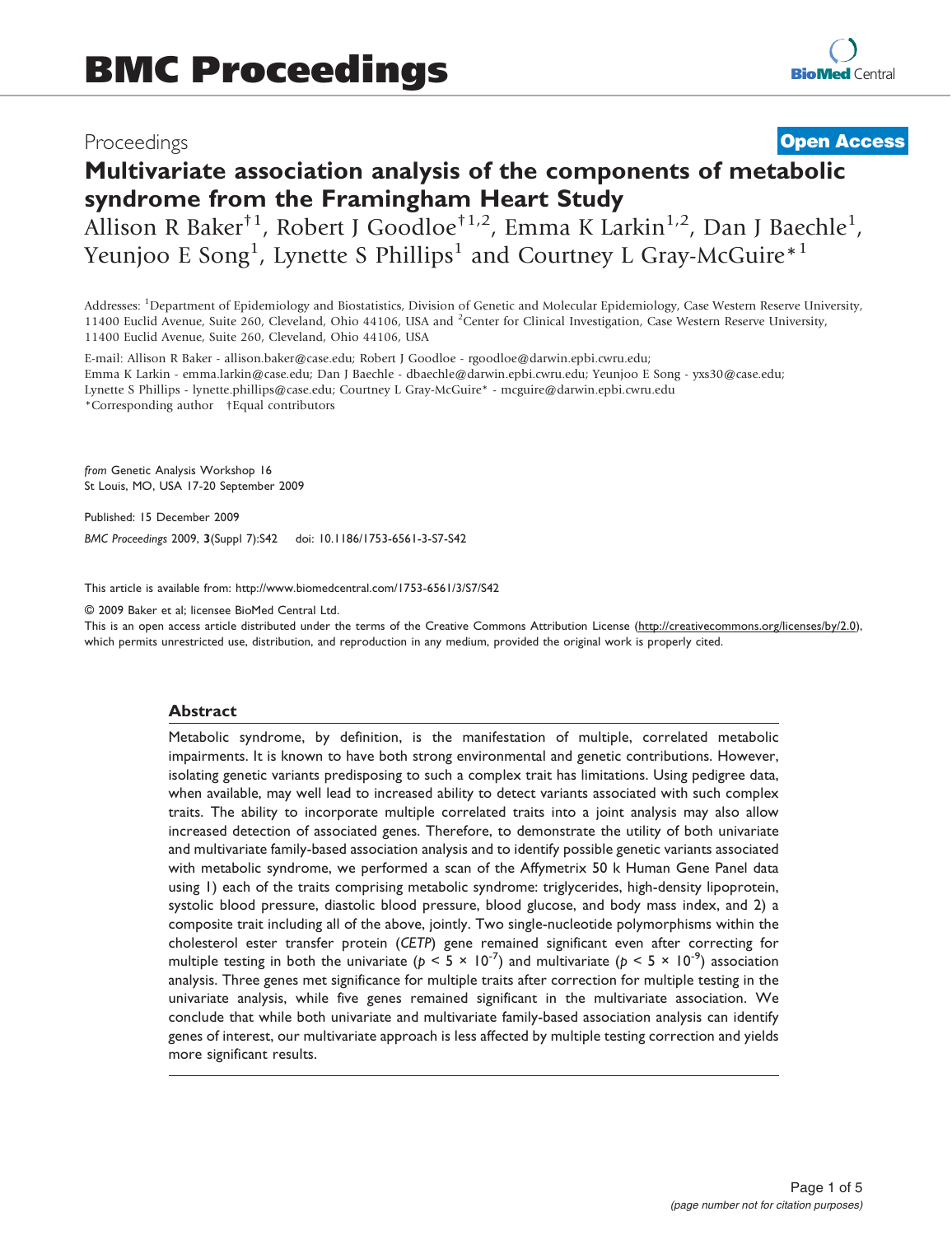# Multivariate association analysis of the components of metabolic syndrome from the Framingham Heart Study

Proceedings — Open Access

Allison R Baker[†1], Robert J Goodloe[†1,2], Emma K Larkin[1,2], Dan J Baechle[1], Yeunjoo E Song[1], Lynette S Phillips[1] and Courtney L Gray-McGuire*[1]

Addresses: [1]Department of Epidemiology and Biostatistics, Division of Genetic and Molecular Epidemiology, Case Western Reserve University, 11400 Euclid Avenue, Suite 260, Cleveland, Ohio 44106, USA and [2]Center for Clinical Investigation, Case Western Reserve University, 11400 Euclid Avenue, Suite 260, Cleveland, Ohio 44106, USA

E-mail: Allison R Baker - allison.baker@case.edu; Robert J Goodloe - rgoodloe@darwin.epbi.cwru.edu; Emma K Larkin - emma.larkin@case.edu; Dan J Baechle - dbaechle@darwin.epbi.cwru.edu; Yeunjoo E Song - yxs30@case.edu; Lynette S Phillips - lynette.phillips@case.edu; Courtney L Gray-McGuire* - mcguire@darwin.epbi.cwru.edu

*Corresponding author †Equal contributors

*from* Genetic Analysis Workshop 16
St Louis, MO, USA 17-20 September 2009

Published: 15 December 2009

*BMC Proceedings* 2009, **3**(Suppl 7):S42 doi: 10.1186/1753-6561-3-S7-S42

This article is available from: http://www.biomedcentral.com/1753-6561/3/S7/S42

© 2009 Baker et al; licensee BioMed Central Ltd.
This is an open access article distributed under the terms of the Creative Commons Attribution License (http://creativecommons.org/licenses/by/2.0), which permits unrestricted use, distribution, and reproduction in any medium, provided the original work is properly cited.

## Abstract

Metabolic syndrome, by definition, is the manifestation of multiple, correlated metabolic impairments. It is known to have both strong environmental and genetic contributions. However, isolating genetic variants predisposing to such a complex trait has limitations. Using pedigree data, when available, may well lead to increased ability to detect variants associated with such complex traits. The ability to incorporate multiple correlated traits into a joint analysis may also allow increased detection of associated genes. Therefore, to demonstrate the utility of both univariate and multivariate family-based association analysis and to identify possible genetic variants associated with metabolic syndrome, we performed a scan of the Affymetrix 50 k Human Gene Panel data using 1) each of the traits comprising metabolic syndrome: triglycerides, high-density lipoprotein, systolic blood pressure, diastolic blood pressure, blood glucose, and body mass index, and 2) a composite trait including all of the above, jointly. Two single-nucleotide polymorphisms within the cholesterol ester transfer protein (*CETP*) gene remained significant even after correcting for multiple testing in both the univariate ($p < 5 \times 10^{-7}$) and multivariate ($p < 5 \times 10^{-9}$) association analysis. Three genes met significance for multiple traits after correction for multiple testing in the univariate analysis, while five genes remained significant in the multivariate association. We conclude that while both univariate and multivariate family-based association analysis can identify genes of interest, our multivariate approach is less affected by multiple testing correction and yields more significant results.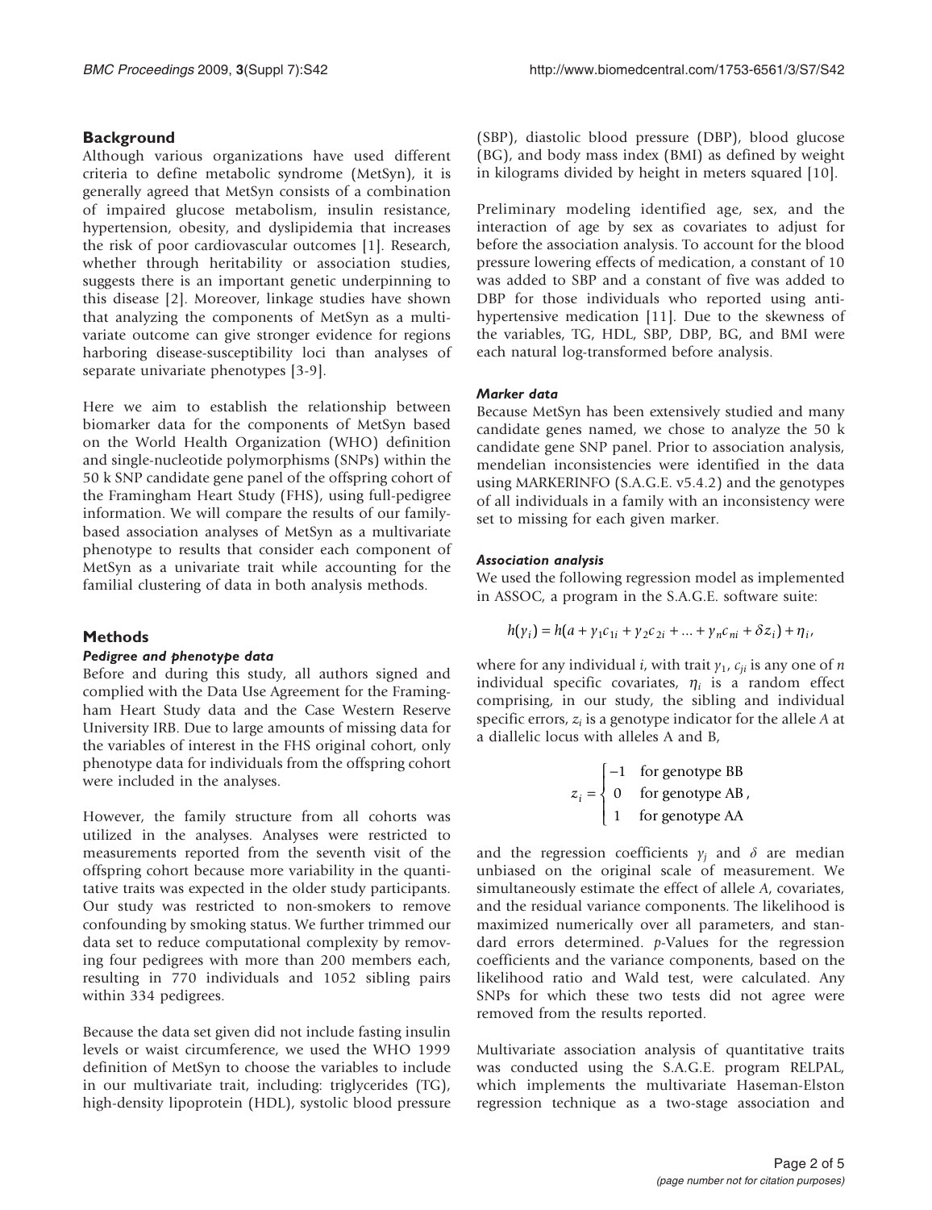## Background

Although various organizations have used different criteria to define metabolic syndrome (MetSyn), it is generally agreed that MetSyn consists of a combination of impaired glucose metabolism, insulin resistance, hypertension, obesity, and dyslipidemia that increases the risk of poor cardiovascular outcomes [1]. Research, whether through heritability or association studies, suggests there is an important genetic underpinning to this disease [2]. Moreover, linkage studies have shown that analyzing the components of MetSyn as a multivariate outcome can give stronger evidence for regions harboring disease-susceptibility loci than analyses of separate univariate phenotypes [3-9].

Here we aim to establish the relationship between biomarker data for the components of MetSyn based on the World Health Organization (WHO) definition and single-nucleotide polymorphisms (SNPs) within the 50 k SNP candidate gene panel of the offspring cohort of the Framingham Heart Study (FHS), using full-pedigree information. We will compare the results of our family-based association analyses of MetSyn as a multivariate phenotype to results that consider each component of MetSyn as a univariate trait while accounting for the familial clustering of data in both analysis methods.

## Methods

### *Pedigree and phenotype data*

Before and during this study, all authors signed and complied with the Data Use Agreement for the Framingham Heart Study data and the Case Western Reserve University IRB. Due to large amounts of missing data for the variables of interest in the FHS original cohort, only phenotype data for individuals from the offspring cohort were included in the analyses.

However, the family structure from all cohorts was utilized in the analyses. Analyses were restricted to measurements reported from the seventh visit of the offspring cohort because more variability in the quantitative traits was expected in the older study participants. Our study was restricted to non-smokers to remove confounding by smoking status. We further trimmed our data set to reduce computational complexity by removing four pedigrees with more than 200 members each, resulting in 770 individuals and 1052 sibling pairs within 334 pedigrees.

Because the data set given did not include fasting insulin levels or waist circumference, we used the WHO 1999 definition of MetSyn to choose the variables to include in our multivariate trait, including: triglycerides (TG), high-density lipoprotein (HDL), systolic blood pressure (SBP), diastolic blood pressure (DBP), blood glucose (BG), and body mass index (BMI) as defined by weight in kilograms divided by height in meters squared [10].

Preliminary modeling identified age, sex, and the interaction of age by sex as covariates to adjust for before the association analysis. To account for the blood pressure lowering effects of medication, a constant of 10 was added to SBP and a constant of five was added to DBP for those individuals who reported using antihypertensive medication [11]. Due to the skewness of the variables, TG, HDL, SBP, DBP, BG, and BMI were each natural log-transformed before analysis.

### *Marker data*

Because MetSyn has been extensively studied and many candidate genes named, we chose to analyze the 50 k candidate gene SNP panel. Prior to association analysis, mendelian inconsistencies were identified in the data using MARKERINFO (S.A.G.E. v5.4.2) and the genotypes of all individuals in a family with an inconsistency were set to missing for each given marker.

### *Association analysis*

We used the following regression model as implemented in ASSOC, a program in the S.A.G.E. software suite:

$$h(y_i) = h(a + \gamma_1 c_{1i} + \gamma_2 c_{2i} + \ldots + \gamma_n c_{ni} + \delta z_i) + \eta_i,$$

where for any individual $i$, with trait $y_1$, $c_{ji}$ is any one of $n$ individual specific covariates, $\eta_i$ is a random effect comprising, in our study, the sibling and individual specific errors, $z_i$ is a genotype indicator for the allele $A$ at a diallelic locus with alleles A and B,

$$z_i = \begin{cases} -1 & \text{for genotype BB} \\ 0 & \text{for genotype AB} \\ 1 & \text{for genotype AA} \end{cases},$$

and the regression coefficients $\gamma_j$ and $\delta$ are median unbiased on the original scale of measurement. We simultaneously estimate the effect of allele $A$, covariates, and the residual variance components. The likelihood is maximized numerically over all parameters, and standard errors determined. *p*-Values for the regression coefficients and the variance components, based on the likelihood ratio and Wald test, were calculated. Any SNPs for which these two tests did not agree were removed from the results reported.

Multivariate association analysis of quantitative traits was conducted using the S.A.G.E. program RELPAL, which implements the multivariate Haseman-Elston regression technique as a two-stage association and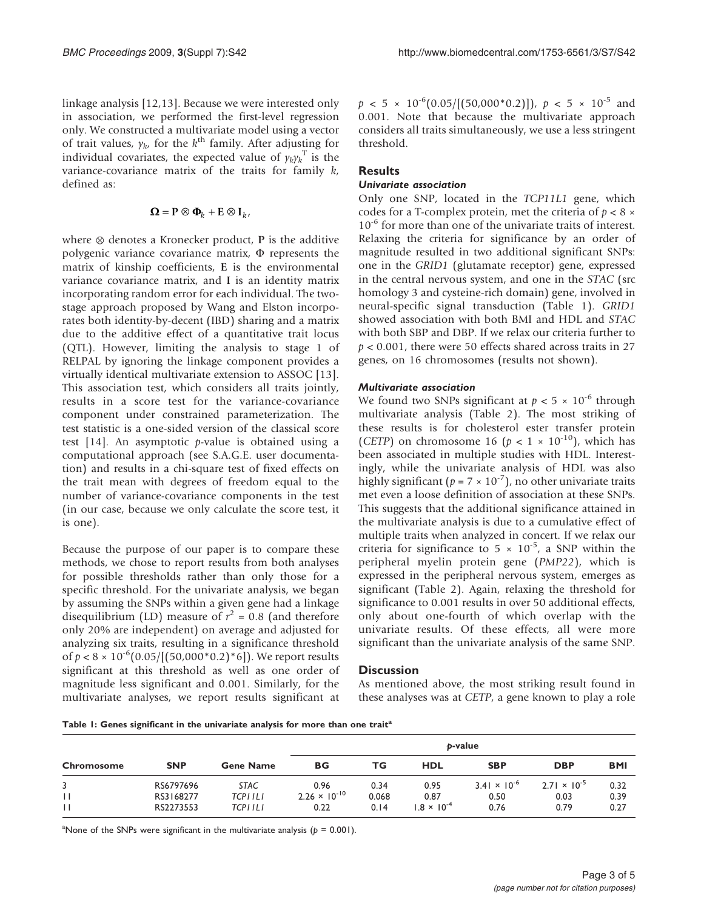linkage analysis [12,13]. Because we were interested only in association, we performed the first-level regression only. We constructed a multivariate model using a vector of trait values, $y_k$, for the $k^{th}$ family. After adjusting for individual covariates, the expected value of $y_k y_k^T$ is the variance-covariance matrix of the traits for family $k$, defined as:

$$\mathbf{\Omega} = \mathbf{P} \otimes \mathbf{\Phi}_k + \mathbf{E} \otimes \mathbf{I}_k,$$

where $\otimes$ denotes a Kronecker product, **P** is the additive polygenic variance covariance matrix, $\Phi$ represents the matrix of kinship coefficients, **E** is the environmental variance covariance matrix, and **I** is an identity matrix incorporating random error for each individual. The two-stage approach proposed by Wang and Elston incorporates both identity-by-decent (IBD) sharing and a matrix due to the additive effect of a quantitative trait locus (QTL). However, limiting the analysis to stage 1 of RELPAL by ignoring the linkage component provides a virtually identical multivariate extension to ASSOC [13]. This association test, which considers all traits jointly, results in a score test for the variance-covariance component under constrained parameterization. The test statistic is a one-sided version of the classical score test [14]. An asymptotic *p*-value is obtained using a computational approach (see S.A.G.E. user documentation) and results in a chi-square test of fixed effects on the trait mean with degrees of freedom equal to the number of variance-covariance components in the test (in our case, because we only calculate the score test, it is one).

Because the purpose of our paper is to compare these methods, we chose to report results from both analyses for possible thresholds rather than only those for a specific threshold. For the univariate analysis, we began by assuming the SNPs within a given gene had a linkage disequilibrium (LD) measure of $r^2 = 0.8$ (and therefore only 20% are independent) on average and adjusted for analyzing six traits, resulting in a significance threshold of $p < 8 \times 10^{-6}$(0.05/[(50,000*0.2)*6]). We report results significant at this threshold as well as one order of magnitude less significant and 0.001. Similarly, for the multivariate analyses, we report results significant at $p < 5 \times 10^{-6}$(0.05/[(50,000*0.2)]), $p < 5 \times 10^{-5}$ and 0.001. Note that because the multivariate approach considers all traits simultaneously, we use a less stringent threshold.

## Results

### Univariate association

Only one SNP, located in the *TCP11L1* gene, which codes for a T-complex protein, met the criteria of $p < 8 \times 10^{-6}$ for more than one of the univariate traits of interest. Relaxing the criteria for significance by an order of magnitude resulted in two additional significant SNPs: one in the *GRID1* (glutamate receptor) gene, expressed in the central nervous system, and one in the *STAC* (src homology 3 and cysteine-rich domain) gene, involved in neural-specific signal transduction (Table 1). *GRID1* showed association with both BMI and HDL and *STAC* with both SBP and DBP. If we relax our criteria further to $p < 0.001$, there were 50 effects shared across traits in 27 genes, on 16 chromosomes (results not shown).

### Multivariate association

We found two SNPs significant at $p < 5 \times 10^{-6}$ through multivariate analysis (Table 2). The most striking of these results is for cholesterol ester transfer protein (*CETP*) on chromosome 16 ($p < 1 \times 10^{-10}$), which has been associated in multiple studies with HDL. Interestingly, while the univariate analysis of HDL was also highly significant ($p = 7 \times 10^{-7}$), no other univariate traits met even a loose definition of association at these SNPs. This suggests that the additional significance attained in the multivariate analysis is due to a cumulative effect of multiple traits when analyzed in concert. If we relax our criteria for significance to $5 \times 10^{-5}$, a SNP within the peripheral myelin protein gene (*PMP22*), which is expressed in the peripheral nervous system, emerges as significant (Table 2). Again, relaxing the threshold for significance to 0.001 results in over 50 additional effects, only about one-fourth of which overlap with the univariate results. Of these effects, all were more significant than the univariate analysis of the same SNP.

## Discussion

As mentioned above, the most striking result found in these analyses was at *CETP*, a gene known to play a role

**Table 1: Genes significant in the univariate analysis for more than one trait[a]**

| Chromosome | SNP | Gene Name | *p*-value | | | | | |
|---|---|---|---|---|---|---|---|---|
| | | | BG | TG | HDL | SBP | DBP | BMI |
| 3 | RS6797696 | *STAC* | 0.96 | 0.34 | 0.95 | $3.41 \times 10^{-6}$ | $2.71 \times 10^{-5}$ | 0.32 |
| 11 | RS3168277 | *TCP11L1* | $2.26 \times 10^{-10}$ | 0.068 | 0.87 | 0.50 | 0.03 | 0.39 |
| 11 | RS2273553 | *TCP11L1* | 0.22 | 0.14 | $1.8 \times 10^{-4}$ | 0.76 | 0.79 | 0.27 |

[a]None of the SNPs were significant in the multivariate analysis ($p = 0.001$).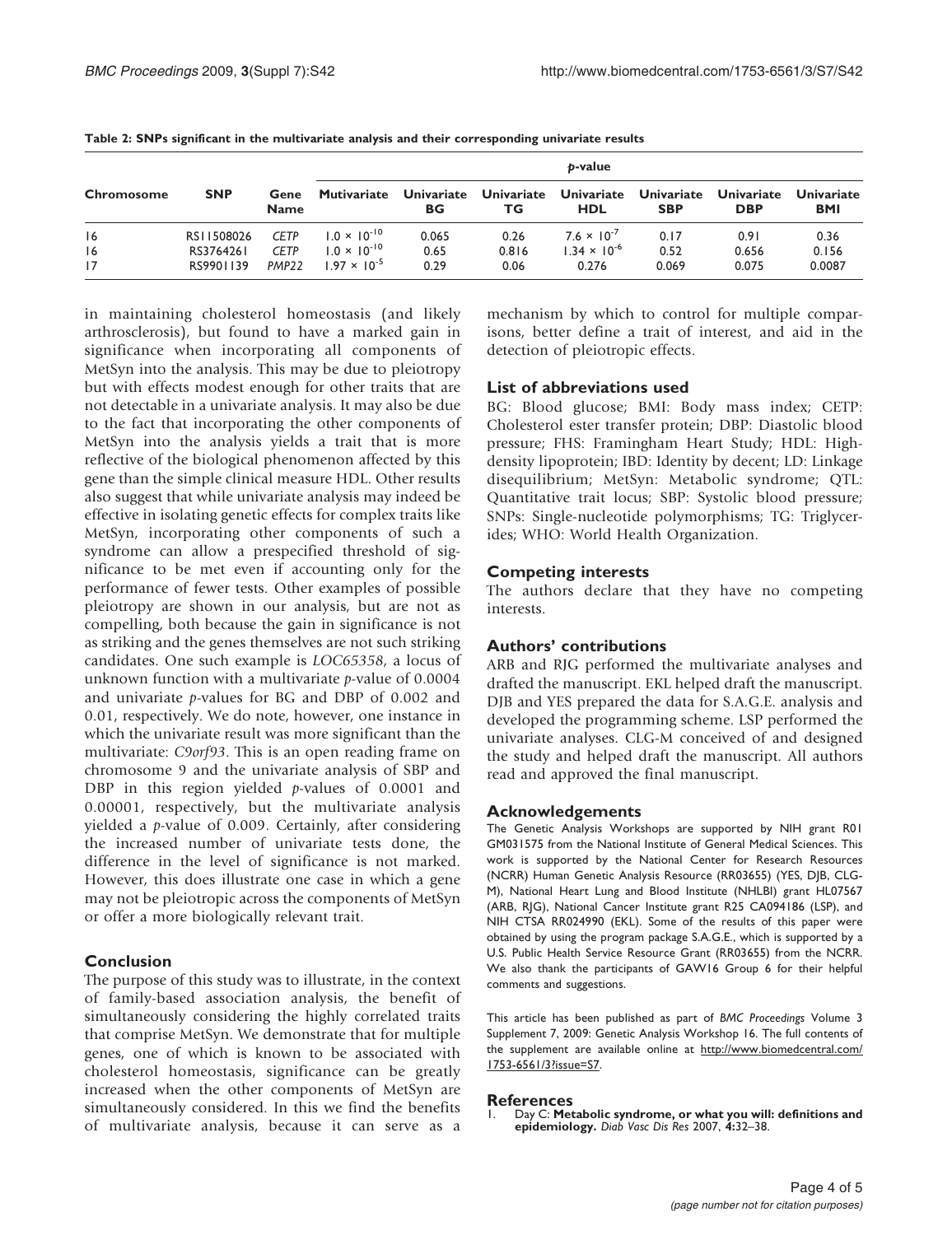**Table 2: SNPs significant in the multivariate analysis and their corresponding univariate results**

| Chromosome | SNP | Gene Name | *p*-value | | | | | | |
|---|---|---|---|---|---|---|---|---|---|
| | | | Mutivariate | Univariate BG | Univariate TG | Univariate HDL | Univariate SBP | Univariate DBP | Univariate BMI |
| 16 | RS11508026 | *CETP* | $1.0 \times 10^{-10}$ | 0.065 | 0.26 | $7.6 \times 10^{-7}$ | 0.17 | 0.91 | 0.36 |
| 16 | RS3764261 | *CETP* | $1.0 \times 10^{-10}$ | 0.65 | 0.816 | $1.34 \times 10^{-6}$ | 0.52 | 0.656 | 0.156 |
| 17 | RS9901139 | *PMP22* | $1.97 \times 10^{-5}$ | 0.29 | 0.06 | 0.276 | 0.069 | 0.075 | 0.0087 |

in maintaining cholesterol homeostasis (and likely arthrosclerosis), but found to have a marked gain in significance when incorporating all components of MetSyn into the analysis. This may be due to pleiotropy but with effects modest enough for other traits that are not detectable in a univariate analysis. It may also be due to the fact that incorporating the other components of MetSyn into the analysis yields a trait that is more reflective of the biological phenomenon affected by this gene than the simple clinical measure HDL. Other results also suggest that while univariate analysis may indeed be effective in isolating genetic effects for complex traits like MetSyn, incorporating other components of such a syndrome can allow a prespecified threshold of significance to be met even if accounting only for the performance of fewer tests. Other examples of possible pleiotropy are shown in our analysis, but are not as compelling, both because the gain in significance is not as striking and the genes themselves are not such striking candidates. One such example is *LOC65358*, a locus of unknown function with a multivariate *p*-value of 0.0004 and univariate *p*-values for BG and DBP of 0.002 and 0.01, respectively. We do note, however, one instance in which the univariate result was more significant than the multivariate: *C9orf93*. This is an open reading frame on chromosome 9 and the univariate analysis of SBP and DBP in this region yielded *p*-values of 0.0001 and 0.00001, respectively, but the multivariate analysis yielded a *p*-value of 0.009. Certainly, after considering the increased number of univariate tests done, the difference in the level of significance is not marked. However, this does illustrate one case in which a gene may not be pleiotropic across the components of MetSyn or offer a more biologically relevant trait.

## Conclusion

The purpose of this study was to illustrate, in the context of family-based association analysis, the benefit of simultaneously considering the highly correlated traits that comprise MetSyn. We demonstrate that for multiple genes, one of which is known to be associated with cholesterol homeostasis, significance can be greatly increased when the other components of MetSyn are simultaneously considered. In this we find the benefits of multivariate analysis, because it can serve as a mechanism by which to control for multiple comparisons, better define a trait of interest, and aid in the detection of pleiotropic effects.

## List of abbreviations used

BG: Blood glucose; BMI: Body mass index; CETP: Cholesterol ester transfer protein; DBP: Diastolic blood pressure; FHS: Framingham Heart Study; HDL: High-density lipoprotein; IBD: Identity by decent; LD: Linkage disequilibrium; MetSyn: Metabolic syndrome; QTL: Quantitative trait locus; SBP: Systolic blood pressure; SNPs: Single-nucleotide polymorphisms; TG: Triglycerides; WHO: World Health Organization.

## Competing interests

The authors declare that they have no competing interests.

## Authors' contributions

ARB and RJG performed the multivariate analyses and drafted the manuscript. EKL helped draft the manuscript. DJB and YES prepared the data for S.A.G.E. analysis and developed the programming scheme. LSP performed the univariate analyses. CLG-M conceived of and designed the study and helped draft the manuscript. All authors read and approved the final manuscript.

## Acknowledgements

The Genetic Analysis Workshops are supported by NIH grant R01 GM031575 from the National Institute of General Medical Sciences. This work is supported by the National Center for Research Resources (NCRR) Human Genetic Analysis Resource (RR03655) (YES, DJB, CLG-M), National Heart Lung and Blood Institute (NHLBI) grant HL07567 (ARB, RJG), National Cancer Institute grant R25 CA094186 (LSP), and NIH CTSA RR024990 (EKL). Some of the results of this paper were obtained by using the program package S.A.G.E., which is supported by a U.S. Public Health Service Resource Grant (RR03655) from the NCRR. We also thank the participants of GAW16 Group 6 for their helpful comments and suggestions.

This article has been published as part of *BMC Proceedings* Volume 3 Supplement 7, 2009: Genetic Analysis Workshop 16. The full contents of the supplement are available online at http://www.biomedcentral.com/1753-6561/3?issue=S7.

## References

1. Day C: **Metabolic syndrome, or what you will: definitions and epidemiology.** *Diab Vasc Dis Res* 2007, **4:**32–38.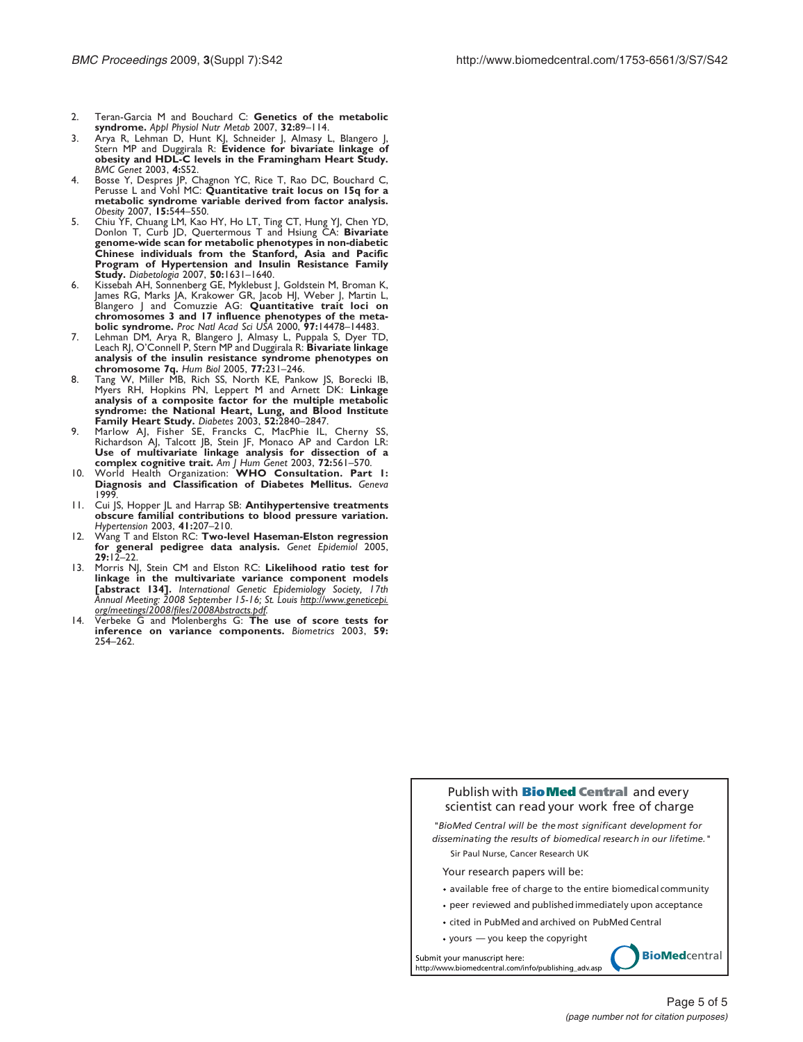2. Teran-Garcia M and Bouchard C: **Genetics of the metabolic syndrome.** *Appl Physiol Nutr Metab* 2007, **32:**89–114.
3. Arya R, Lehman D, Hunt KJ, Schneider J, Almasy L, Blangero J, Stern MP and Duggirala R: **Evidence for bivariate linkage of obesity and HDL-C levels in the Framingham Heart Study.** *BMC Genet* 2003, **4:**S52.
4. Bosse Y, Despres JP, Chagnon YC, Rice T, Rao DC, Bouchard C, Perusse L and Vohl MC: **Quantitative trait locus on 15q for a metabolic syndrome variable derived from factor analysis.** *Obesity* 2007, **15:**544–550.
5. Chiu YF, Chuang LM, Kao HY, Ho LT, Ting CT, Hung YJ, Chen YD, Donlon T, Curb JD, Quertermous T and Hsiung CA: **Bivariate genome-wide scan for metabolic phenotypes in non-diabetic Chinese individuals from the Stanford, Asia and Pacific Program of Hypertension and Insulin Resistance Family Study.** *Diabetologia* 2007, **50:**1631–1640.
6. Kissebah AH, Sonnenberg GE, Myklebust J, Goldstein M, Broman K, James RG, Marks JA, Krakower GR, Jacob HJ, Weber J, Martin L, Blangero J and Comuzzie AG: **Quantitative trait loci on chromosomes 3 and 17 influence phenotypes of the metabolic syndrome.** *Proc Natl Acad Sci USA* 2000, **97:**14478–14483.
7. Lehman DM, Arya R, Blangero J, Almasy L, Puppala S, Dyer TD, Leach RJ, O'Connell P, Stern MP and Duggirala R: **Bivariate linkage analysis of the insulin resistance syndrome phenotypes on chromosome 7q.** *Hum Biol* 2005, **77:**231–246.
8. Tang W, Miller MB, Rich SS, North KE, Pankow JS, Borecki IB, Myers RH, Hopkins PN, Leppert M and Arnett DK: **Linkage analysis of a composite factor for the multiple metabolic syndrome: the National Heart, Lung, and Blood Institute Family Heart Study.** *Diabetes* 2003, **52:**2840–2847.
9. Marlow AJ, Fisher SE, Francks C, MacPhie IL, Cherny SS, Richardson AJ, Talcott JB, Stein JF, Monaco AP and Cardon LR: **Use of multivariate linkage analysis for dissection of a complex cognitive trait.** *Am J Hum Genet* 2003, **72:**561–570.
10. World Health Organization: **WHO Consultation. Part 1: Diagnosis and Classification of Diabetes Mellitus.** *Geneva* 1999.
11. Cui JS, Hopper JL and Harrap SB: **Antihypertensive treatments obscure familial contributions to blood pressure variation.** *Hypertension* 2003, **41:**207–210.
12. Wang T and Elston RC: **Two-level Haseman-Elston regression for general pedigree data analysis.** *Genet Epidemiol* 2005, **29:**12–22.
13. Morris NJ, Stein CM and Elston RC: **Likelihood ratio test for linkage in the multivariate variance component models [abstract 134].** *International Genetic Epidemiology Society, 17th Annual Meeting: 2008 September 15-16; St. Louis* http://www.geneticepi.org/meetings/2008/files/2008Abstracts.pdf.
14. Verbeke G and Molenberghs G: **The use of score tests for inference on variance components.** *Biometrics* 2003, **59:** 254–262.